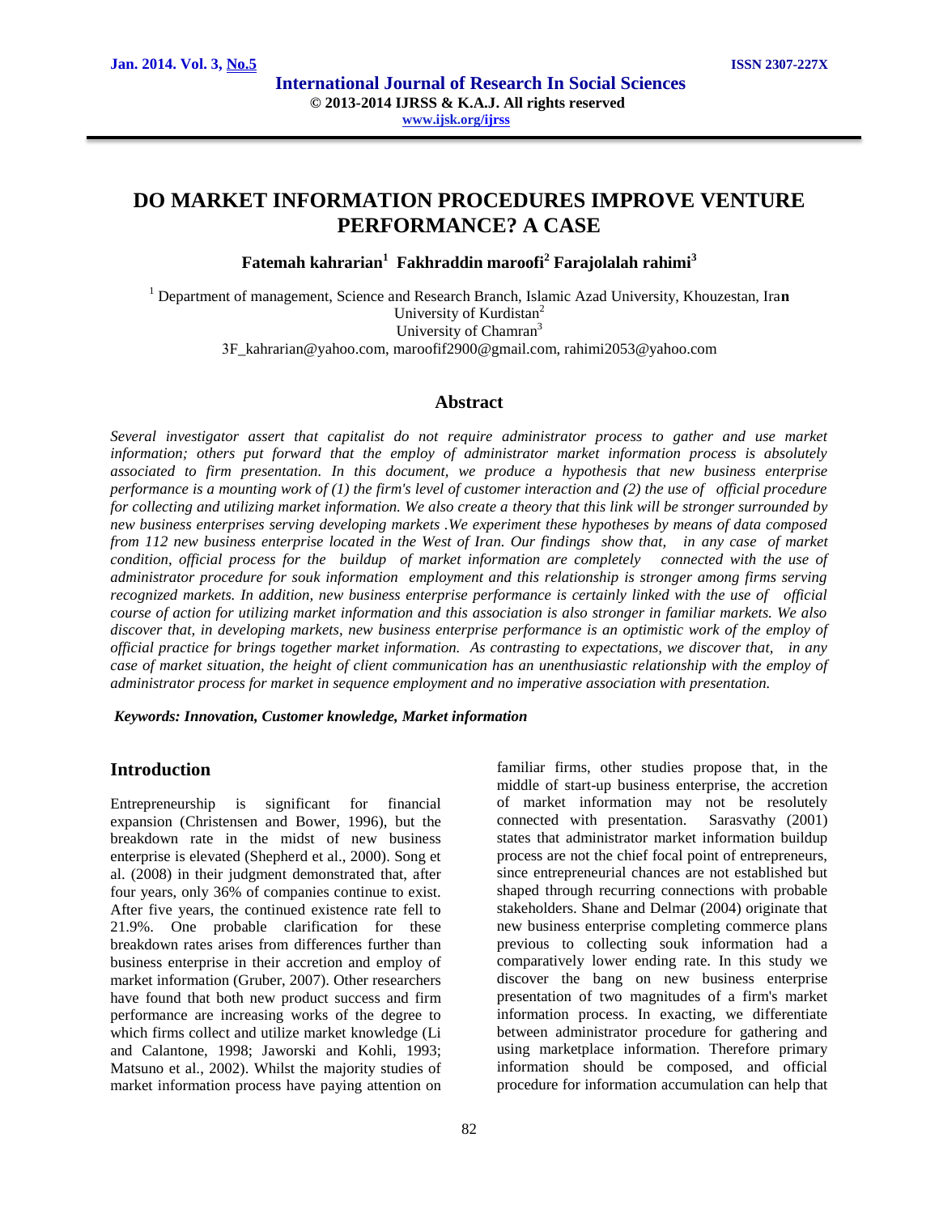# DO MARKET INFORMATION PROCEDURES IMPROVE VENTURE PERFORMANCE? A CASE

**Fatemah kahrarian[1] Fakhraddin maroofi[2] Farajolalah rahimi[3]**

[1] Department of management, Science and Research Branch, Islamic Azad University, Khouzestan, Iran
University of Kurdistan[2]
University of Chamran[3]
3F_kahrarian@yahoo.com, maroofif2900@gmail.com, rahimi2053@yahoo.com

## Abstract

*Several investigator assert that capitalist do not require administrator process to gather and use market information; others put forward that the employ of administrator market information process is absolutely associated to firm presentation. In this document, we produce a hypothesis that new business enterprise performance is a mounting work of (1) the firm's level of customer interaction and (2) the use of official procedure for collecting and utilizing market information. We also create a theory that this link will be stronger surrounded by new business enterprises serving developing markets .We experiment these hypotheses by means of data composed from 112 new business enterprise located in the West of Iran. Our findings show that, in any case of market condition, official process for the buildup of market information are completely connected with the use of administrator procedure for souk information employment and this relationship is stronger among firms serving recognized markets. In addition, new business enterprise performance is certainly linked with the use of official course of action for utilizing market information and this association is also stronger in familiar markets. We also discover that, in developing markets, new business enterprise performance is an optimistic work of the employ of official practice for brings together market information. As contrasting to expectations, we discover that, in any case of market situation, the height of client communication has an unenthusiastic relationship with the employ of administrator process for market in sequence employment and no imperative association with presentation.*

***Keywords: Innovation, Customer knowledge, Market information***

## Introduction

Entrepreneurship is significant for financial expansion (Christensen and Bower, 1996), but the breakdown rate in the midst of new business enterprise is elevated (Shepherd et al., 2000). Song et al. (2008) in their judgment demonstrated that, after four years, only 36% of companies continue to exist. After five years, the continued existence rate fell to 21.9%. One probable clarification for these breakdown rates arises from differences further than business enterprise in their accretion and employ of market information (Gruber, 2007). Other researchers have found that both new product success and firm performance are increasing works of the degree to which firms collect and utilize market knowledge (Li and Calantone, 1998; Jaworski and Kohli, 1993; Matsuno et al., 2002). Whilst the majority studies of market information process have paying attention on familiar firms, other studies propose that, in the middle of start-up business enterprise, the accretion of market information may not be resolutely connected with presentation. Sarasvathy (2001) states that administrator market information buildup process are not the chief focal point of entrepreneurs, since entrepreneurial chances are not established but shaped through recurring connections with probable stakeholders. Shane and Delmar (2004) originate that new business enterprise completing commerce plans previous to collecting souk information had a comparatively lower ending rate. In this study we discover the bang on new business enterprise presentation of two magnitudes of a firm's market information process. In exacting, we differentiate between administrator procedure for gathering and using marketplace information. Therefore primary information should be composed, and official procedure for information accumulation can help that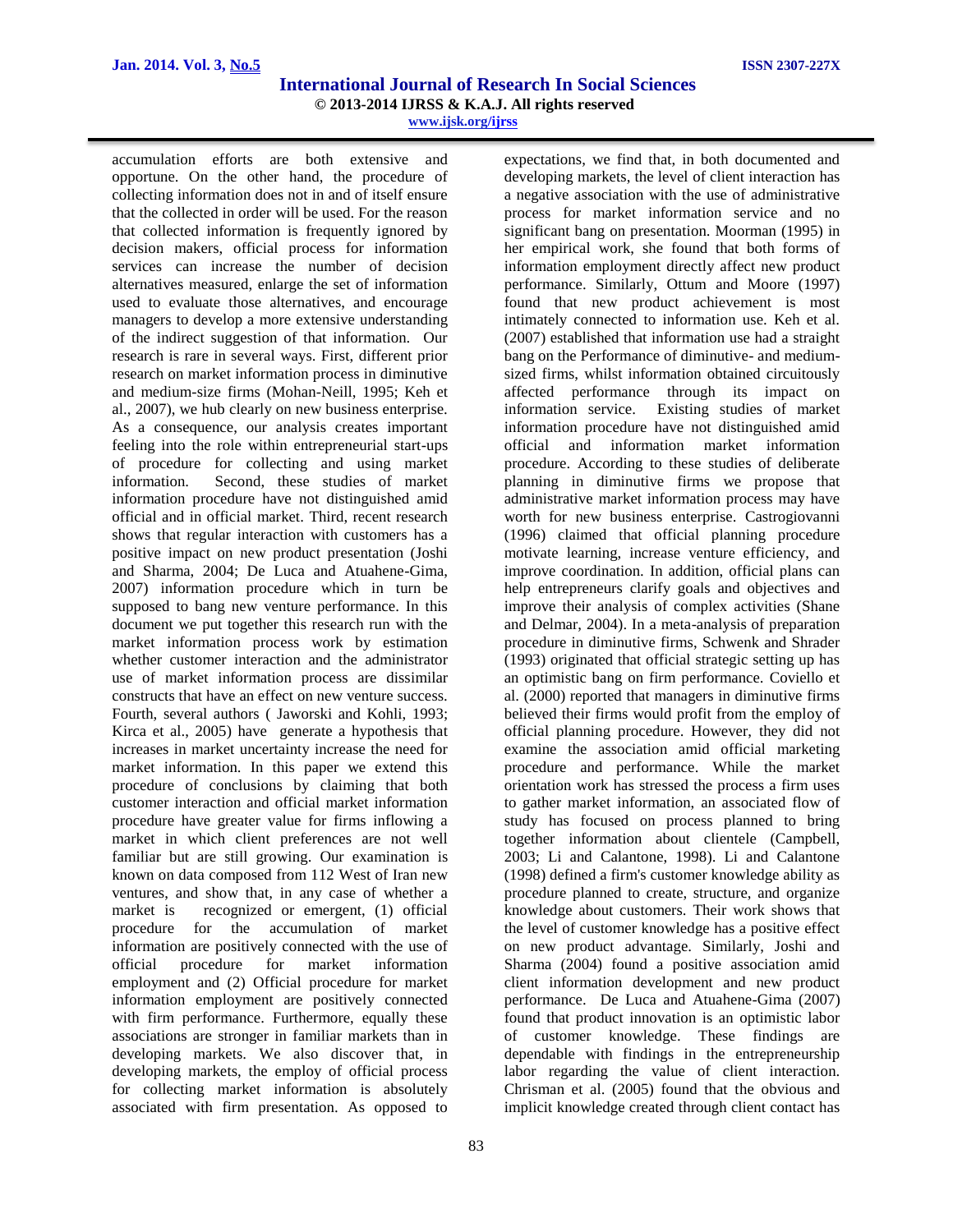accumulation efforts are both extensive and opportune. On the other hand, the procedure of collecting information does not in and of itself ensure that the collected in order will be used. For the reason that collected information is frequently ignored by decision makers, official process for information services can increase the number of decision alternatives measured, enlarge the set of information used to evaluate those alternatives, and encourage managers to develop a more extensive understanding of the indirect suggestion of that information. Our research is rare in several ways. First, different prior research on market information process in diminutive and medium-size firms (Mohan-Neill, 1995; Keh et al., 2007), we hub clearly on new business enterprise. As a consequence, our analysis creates important feeling into the role within entrepreneurial start-ups of procedure for collecting and using market information. Second, these studies of market information procedure have not distinguished amid official and in official market. Third, recent research shows that regular interaction with customers has a positive impact on new product presentation (Joshi and Sharma, 2004; De Luca and Atuahene-Gima, 2007) information procedure which in turn be supposed to bang new venture performance. In this document we put together this research run with the market information process work by estimation whether customer interaction and the administrator use of market information process are dissimilar constructs that have an effect on new venture success. Fourth, several authors ( Jaworski and Kohli, 1993; Kirca et al., 2005) have generate a hypothesis that increases in market uncertainty increase the need for market information. In this paper we extend this procedure of conclusions by claiming that both customer interaction and official market information procedure have greater value for firms inflowing a market in which client preferences are not well familiar but are still growing. Our examination is known on data composed from 112 West of Iran new ventures, and show that, in any case of whether a market is recognized or emergent, (1) official procedure for the accumulation of market information are positively connected with the use of official procedure for market information employment and (2) Official procedure for market information employment are positively connected with firm performance. Furthermore, equally these associations are stronger in familiar markets than in developing markets. We also discover that, in developing markets, the employ of official process for collecting market information is absolutely associated with firm presentation. As opposed to expectations, we find that, in both documented and developing markets, the level of client interaction has a negative association with the use of administrative process for market information service and no significant bang on presentation. Moorman (1995) in her empirical work, she found that both forms of information employment directly affect new product performance. Similarly, Ottum and Moore (1997) found that new product achievement is most intimately connected to information use. Keh et al. (2007) established that information use had a straight bang on the Performance of diminutive- and medium-sized firms, whilst information obtained circuitously affected performance through its impact on information service. Existing studies of market information procedure have not distinguished amid official and information market information procedure. According to these studies of deliberate planning in diminutive firms we propose that administrative market information process may have worth for new business enterprise. Castrogiovanni (1996) claimed that official planning procedure motivate learning, increase venture efficiency, and improve coordination. In addition, official plans can help entrepreneurs clarify goals and objectives and improve their analysis of complex activities (Shane and Delmar, 2004). In a meta-analysis of preparation procedure in diminutive firms, Schwenk and Shrader (1993) originated that official strategic setting up has an optimistic bang on firm performance. Coviello et al. (2000) reported that managers in diminutive firms believed their firms would profit from the employ of official planning procedure. However, they did not examine the association amid official marketing procedure and performance. While the market orientation work has stressed the process a firm uses to gather market information, an associated flow of study has focused on process planned to bring together information about clientele (Campbell, 2003; Li and Calantone, 1998). Li and Calantone (1998) defined a firm's customer knowledge ability as procedure planned to create, structure, and organize knowledge about customers. Their work shows that the level of customer knowledge has a positive effect on new product advantage. Similarly, Joshi and Sharma (2004) found a positive association amid client information development and new product performance. De Luca and Atuahene-Gima (2007) found that product innovation is an optimistic labor of customer knowledge. These findings are dependable with findings in the entrepreneurship labor regarding the value of client interaction. Chrisman et al. (2005) found that the obvious and implicit knowledge created through client contact has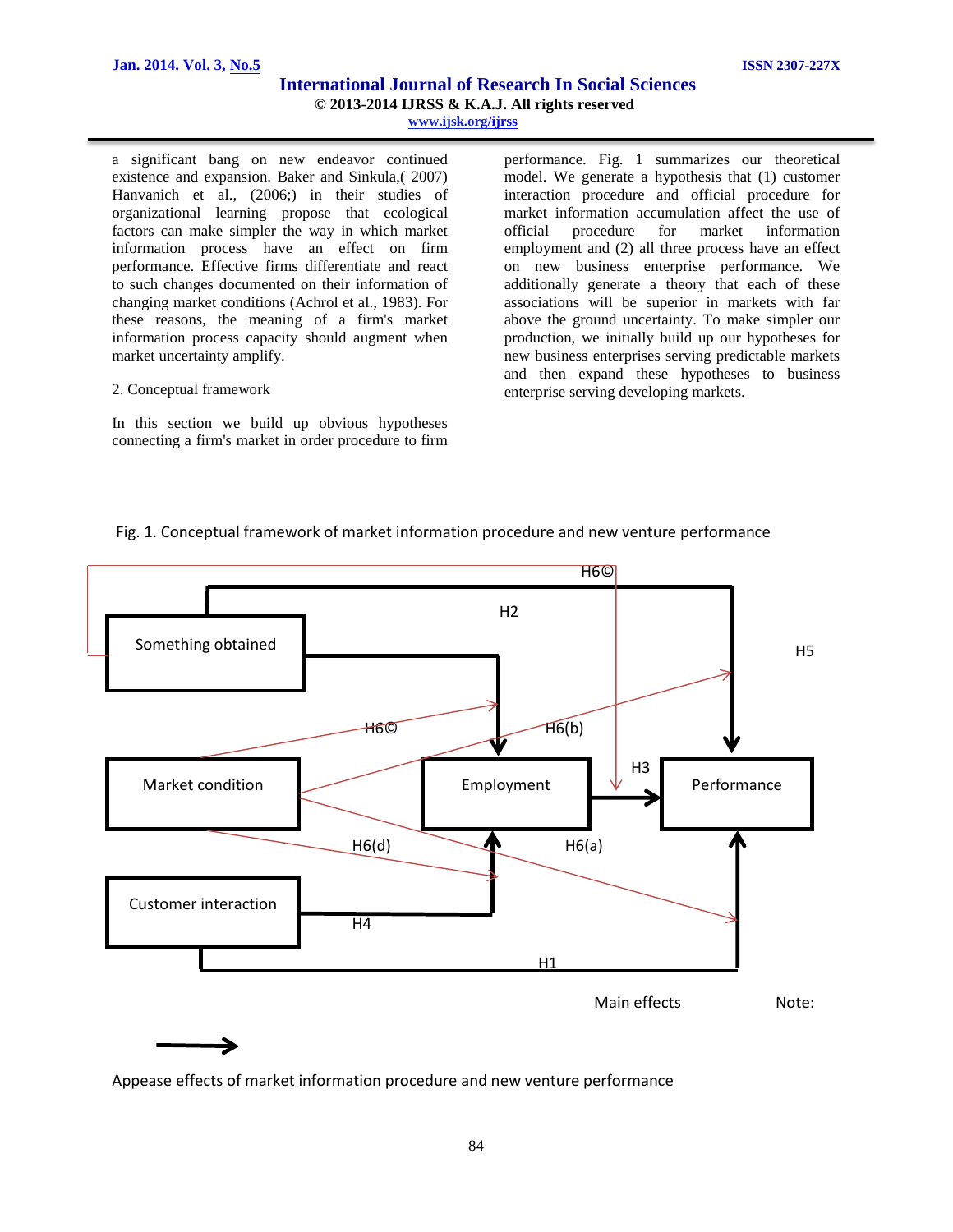a significant bang on new endeavor continued existence and expansion. Baker and Sinkula,( 2007) Hanvanich et al., (2006;) in their studies of organizational learning propose that ecological factors can make simpler the way in which market information process have an effect on firm performance. Effective firms differentiate and react to such changes documented on their information of changing market conditions (Achrol et al., 1983). For these reasons, the meaning of a firm's market information process capacity should augment when market uncertainty amplify.

## 2. Conceptual framework

In this section we build up obvious hypotheses connecting a firm's market in order procedure to firm performance. Fig. 1 summarizes our theoretical model. We generate a hypothesis that (1) customer interaction procedure and official procedure for market information accumulation affect the use of official procedure for market information employment and (2) all three process have an effect on new business enterprise performance. We additionally generate a theory that each of these associations will be superior in markets with far above the ground uncertainty. To make simpler our production, we initially build up our hypotheses for new business enterprises serving predictable markets and then expand these hypotheses to business enterprise serving developing markets.

Fig. 1. Conceptual framework of market information procedure and new venture performance

Something obtained
Market condition
Employment
Performance
Customer interaction
H1, H2, H3, H4, H5, H6(a), H6(b), H6©, H6(d), H6©

Main effects    Note:

Appease effects of market information procedure and new venture performance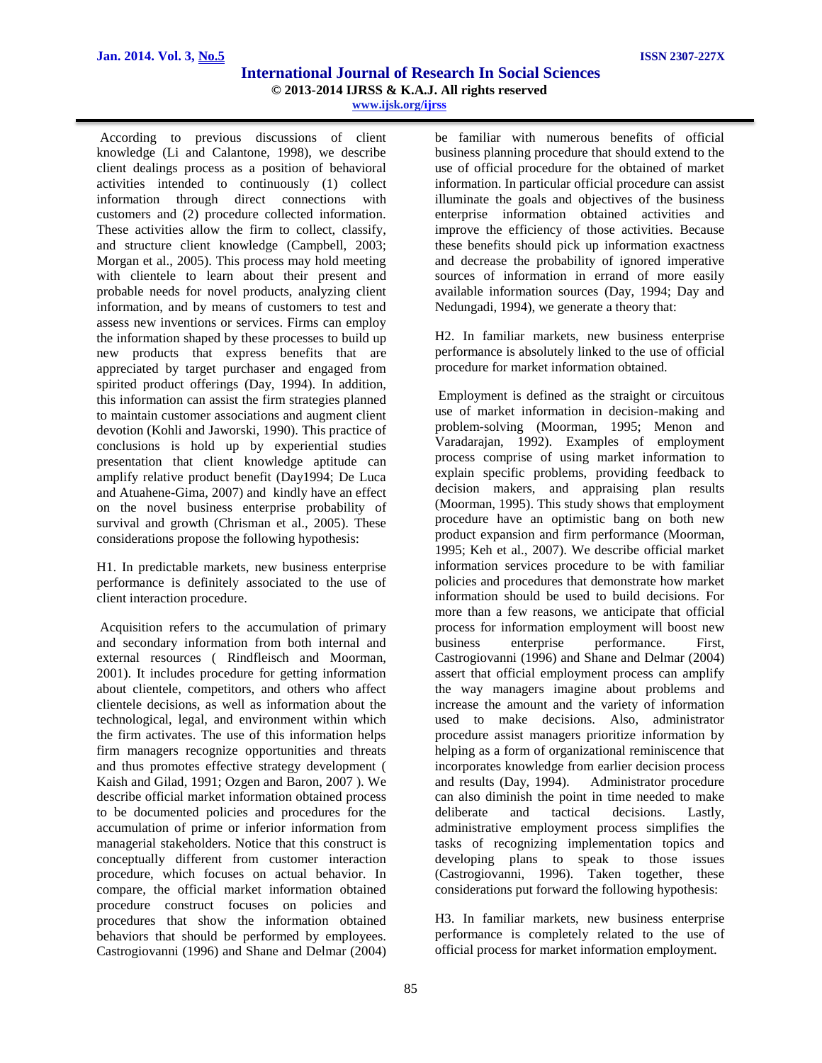According to previous discussions of client knowledge (Li and Calantone, 1998), we describe client dealings process as a position of behavioral activities intended to continuously (1) collect information through direct connections with customers and (2) procedure collected information. These activities allow the firm to collect, classify, and structure client knowledge (Campbell, 2003; Morgan et al., 2005). This process may hold meeting with clientele to learn about their present and probable needs for novel products, analyzing client information, and by means of customers to test and assess new inventions or services. Firms can employ the information shaped by these processes to build up new products that express benefits that are appreciated by target purchaser and engaged from spirited product offerings (Day, 1994). In addition, this information can assist the firm strategies planned to maintain customer associations and augment client devotion (Kohli and Jaworski, 1990). This practice of conclusions is hold up by experiential studies presentation that client knowledge aptitude can amplify relative product benefit (Day1994; De Luca and Atuahene-Gima, 2007) and kindly have an effect on the novel business enterprise probability of survival and growth (Chrisman et al., 2005). These considerations propose the following hypothesis:

H1. In predictable markets, new business enterprise performance is definitely associated to the use of client interaction procedure.

Acquisition refers to the accumulation of primary and secondary information from both internal and external resources ( Rindfleisch and Moorman, 2001). It includes procedure for getting information about clientele, competitors, and others who affect clientele decisions, as well as information about the technological, legal, and environment within which the firm activates. The use of this information helps firm managers recognize opportunities and threats and thus promotes effective strategy development ( Kaish and Gilad, 1991; Ozgen and Baron, 2007 ). We describe official market information obtained process to be documented policies and procedures for the accumulation of prime or inferior information from managerial stakeholders. Notice that this construct is conceptually different from customer interaction procedure, which focuses on actual behavior. In compare, the official market information obtained procedure construct focuses on policies and procedures that show the information obtained behaviors that should be performed by employees. Castrogiovanni (1996) and Shane and Delmar (2004) be familiar with numerous benefits of official business planning procedure that should extend to the use of official procedure for the obtained of market information. In particular official procedure can assist illuminate the goals and objectives of the business enterprise information obtained activities and improve the efficiency of those activities. Because these benefits should pick up information exactness and decrease the probability of ignored imperative sources of information in errand of more easily available information sources (Day, 1994; Day and Nedungadi, 1994), we generate a theory that:

H2. In familiar markets, new business enterprise performance is absolutely linked to the use of official procedure for market information obtained.

Employment is defined as the straight or circuitous use of market information in decision-making and problem-solving (Moorman, 1995; Menon and Varadarajan, 1992). Examples of employment process comprise of using market information to explain specific problems, providing feedback to decision makers, and appraising plan results (Moorman, 1995). This study shows that employment procedure have an optimistic bang on both new product expansion and firm performance (Moorman, 1995; Keh et al., 2007). We describe official market information services procedure to be with familiar policies and procedures that demonstrate how market information should be used to build decisions. For more than a few reasons, we anticipate that official process for information employment will boost new business enterprise performance. First, Castrogiovanni (1996) and Shane and Delmar (2004) assert that official employment process can amplify the way managers imagine about problems and increase the amount and the variety of information used to make decisions. Also, administrator procedure assist managers prioritize information by helping as a form of organizational reminiscence that incorporates knowledge from earlier decision process and results (Day, 1994). Administrator procedure can also diminish the point in time needed to make deliberate and tactical decisions. Lastly, administrative employment process simplifies the tasks of recognizing implementation topics and developing plans to speak to those issues (Castrogiovanni, 1996). Taken together, these considerations put forward the following hypothesis:

H3. In familiar markets, new business enterprise performance is completely related to the use of official process for market information employment.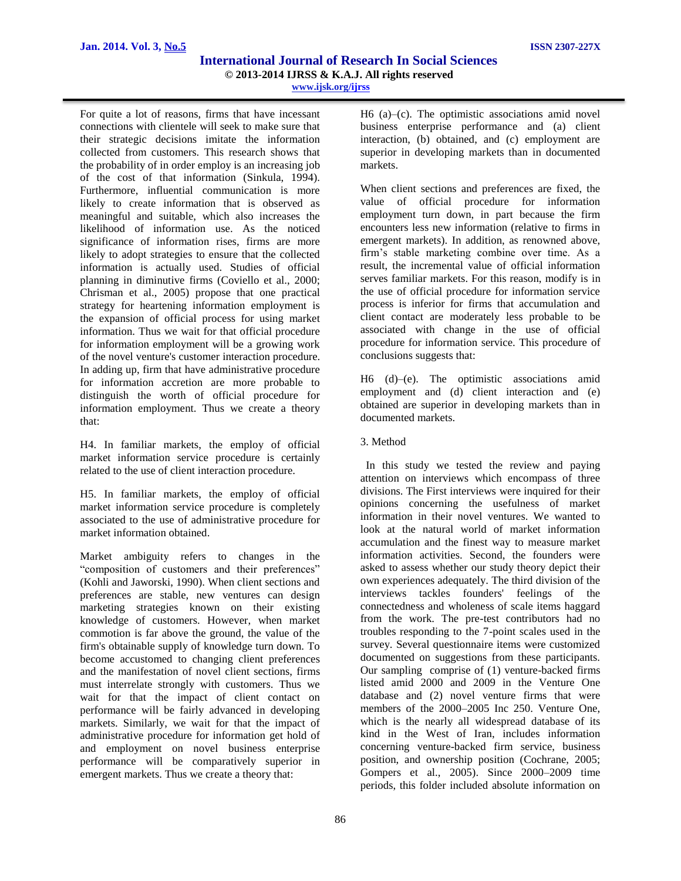For quite a lot of reasons, firms that have incessant connections with clientele will seek to make sure that their strategic decisions imitate the information collected from customers. This research shows that the probability of in order employ is an increasing job of the cost of that information (Sinkula, 1994). Furthermore, influential communication is more likely to create information that is observed as meaningful and suitable, which also increases the likelihood of information use. As the noticed significance of information rises, firms are more likely to adopt strategies to ensure that the collected information is actually used. Studies of official planning in diminutive firms (Coviello et al., 2000; Chrisman et al., 2005) propose that one practical strategy for heartening information employment is the expansion of official process for using market information. Thus we wait for that official procedure for information employment will be a growing work of the novel venture's customer interaction procedure. In adding up, firm that have administrative procedure for information accretion are more probable to distinguish the worth of official procedure for information employment. Thus we create a theory that:

H4. In familiar markets, the employ of official market information service procedure is certainly related to the use of client interaction procedure.

H5. In familiar markets, the employ of official market information service procedure is completely associated to the use of administrative procedure for market information obtained.

Market ambiguity refers to changes in the "composition of customers and their preferences" (Kohli and Jaworski, 1990). When client sections and preferences are stable, new ventures can design marketing strategies known on their existing knowledge of customers. However, when market commotion is far above the ground, the value of the firm's obtainable supply of knowledge turn down. To become accustomed to changing client preferences and the manifestation of novel client sections, firms must interrelate strongly with customers. Thus we wait for that the impact of client contact on performance will be fairly advanced in developing markets. Similarly, we wait for that the impact of administrative procedure for information get hold of and employment on novel business enterprise performance will be comparatively superior in emergent markets. Thus we create a theory that:

H6 (a)–(c). The optimistic associations amid novel business enterprise performance and (a) client interaction, (b) obtained, and (c) employment are superior in developing markets than in documented markets.

When client sections and preferences are fixed, the value of official procedure for information employment turn down, in part because the firm encounters less new information (relative to firms in emergent markets). In addition, as renowned above, firm's stable marketing combine over time. As a result, the incremental value of official information serves familiar markets. For this reason, modify is in the use of official procedure for information service process is inferior for firms that accumulation and client contact are moderately less probable to be associated with change in the use of official procedure for information service. This procedure of conclusions suggests that:

H6 (d)–(e). The optimistic associations amid employment and (d) client interaction and (e) obtained are superior in developing markets than in documented markets.

## 3. Method

In this study we tested the review and paying attention on interviews which encompass of three divisions. The First interviews were inquired for their opinions concerning the usefulness of market information in their novel ventures. We wanted to look at the natural world of market information accumulation and the finest way to measure market information activities. Second, the founders were asked to assess whether our study theory depict their own experiences adequately. The third division of the interviews tackles founders' feelings of the connectedness and wholeness of scale items haggard from the work. The pre-test contributors had no troubles responding to the 7-point scales used in the survey. Several questionnaire items were customized documented on suggestions from these participants. Our sampling comprise of (1) venture-backed firms listed amid 2000 and 2009 in the Venture One database and (2) novel venture firms that were members of the 2000–2005 Inc 250. Venture One, which is the nearly all widespread database of its kind in the West of Iran, includes information concerning venture-backed firm service, business position, and ownership position (Cochrane, 2005; Gompers et al., 2005). Since 2000–2009 time periods, this folder included absolute information on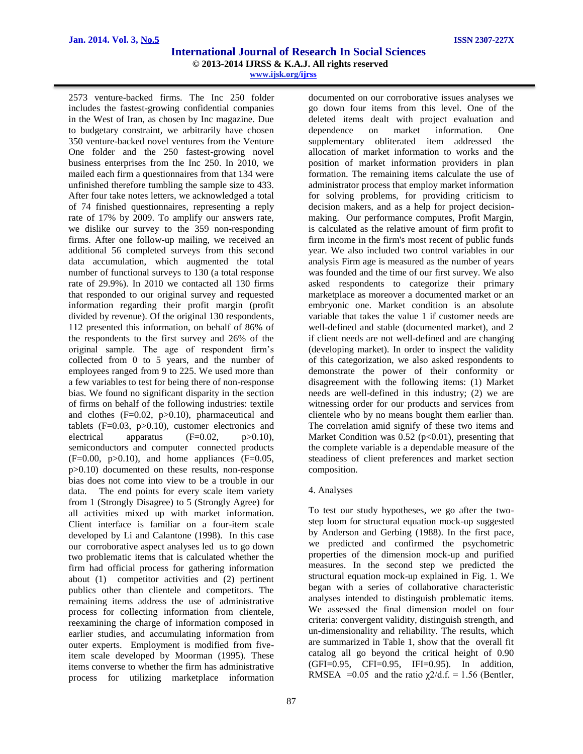2573 venture-backed firms. The Inc 250 folder includes the fastest-growing confidential companies in the West of Iran, as chosen by Inc magazine. Due to budgetary constraint, we arbitrarily have chosen 350 venture-backed novel ventures from the Venture One folder and the 250 fastest-growing novel business enterprises from the Inc 250. In 2010, we mailed each firm a questionnaires from that 134 were unfinished therefore tumbling the sample size to 433. After four take notes letters, we acknowledged a total of 74 finished questionnaires, representing a reply rate of 17% by 2009. To amplify our answers rate, we dislike our survey to the 359 non-responding firms. After one follow-up mailing, we received an additional 56 completed surveys from this second data accumulation, which augmented the total number of functional surveys to 130 (a total response rate of 29.9%). In 2010 we contacted all 130 firms that responded to our original survey and requested information regarding their profit margin (profit divided by revenue). Of the original 130 respondents, 112 presented this information, on behalf of 86% of the respondents to the first survey and 26% of the original sample. The age of respondent firm's collected from 0 to 5 years, and the number of employees ranged from 9 to 225. We used more than a few variables to test for being there of non-response bias. We found no significant disparity in the section of firms on behalf of the following industries: textile and clothes ($F=0.02$, $p>0.10$), pharmaceutical and tablets ($F=0.03$, $p>0.10$), customer electronics and electrical apparatus ($F=0.02$, $p>0.10$), semiconductors and computer connected products ($F=0.00$, $p>0.10$), and home appliances ($F=0.05$, $p>0.10$) documented on these results, non-response bias does not come into view to be a trouble in our data. The end points for every scale item variety from 1 (Strongly Disagree) to 5 (Strongly Agree) for all activities mixed up with market information. Client interface is familiar on a four-item scale developed by Li and Calantone (1998). In this case our corroborative aspect analyses led us to go down two problematic items that is calculated whether the firm had official process for gathering information about (1) competitor activities and (2) pertinent publics other than clientele and competitors. The remaining items address the use of administrative process for collecting information from clientele, reexamining the charge of information composed in earlier studies, and accumulating information from outer experts. Employment is modified from five-item scale developed by Moorman (1995). These items converse to whether the firm has administrative process for utilizing marketplace information documented on our corroborative issues analyses we go down four items from this level. One of the deleted items dealt with project evaluation and dependence on market information. One supplementary obliterated item addressed the allocation of market information to works and the position of market information providers in plan formation. The remaining items calculate the use of administrator process that employ market information for solving problems, for providing criticism to decision makers, and as a help for project decision-making. Our performance computes, Profit Margin, is calculated as the relative amount of firm profit to firm income in the firm's most recent of public funds year. We also included two control variables in our analysis Firm age is measured as the number of years was founded and the time of our first survey. We also asked respondents to categorize their primary marketplace as moreover a documented market or an embryonic one. Market condition is an absolute variable that takes the value 1 if customer needs are well-defined and stable (documented market), and 2 if client needs are not well-defined and are changing (developing market). In order to inspect the validity of this categorization, we also asked respondents to demonstrate the power of their conformity or disagreement with the following items: (1) Market needs are well-defined in this industry; (2) we are witnessing order for our products and services from clientele who by no means bought them earlier than. The correlation amid signify of these two items and Market Condition was 0.52 ($p<0.01$), presenting that the complete variable is a dependable measure of the steadiness of client preferences and market section composition.

4. Analyses

To test our study hypotheses, we go after the two-step loom for structural equation mock-up suggested by Anderson and Gerbing (1988). In the first pace, we predicted and confirmed the psychometric properties of the dimension mock-up and purified measures. In the second step we predicted the structural equation mock-up explained in Fig. 1. We began with a series of collaborative characteristic analyses intended to distinguish problematic items. We assessed the final dimension model on four criteria: convergent validity, distinguish strength, and un-dimensionality and reliability. The results, which are summarized in Table 1, show that the overall fit catalog all go beyond the critical height of 0.90 (GFI=0.95, CFI=0.95, IFI=0.95). In addition, RMSEA =0.05 and the ratio $\chi2$/d.f. = 1.56 (Bentler,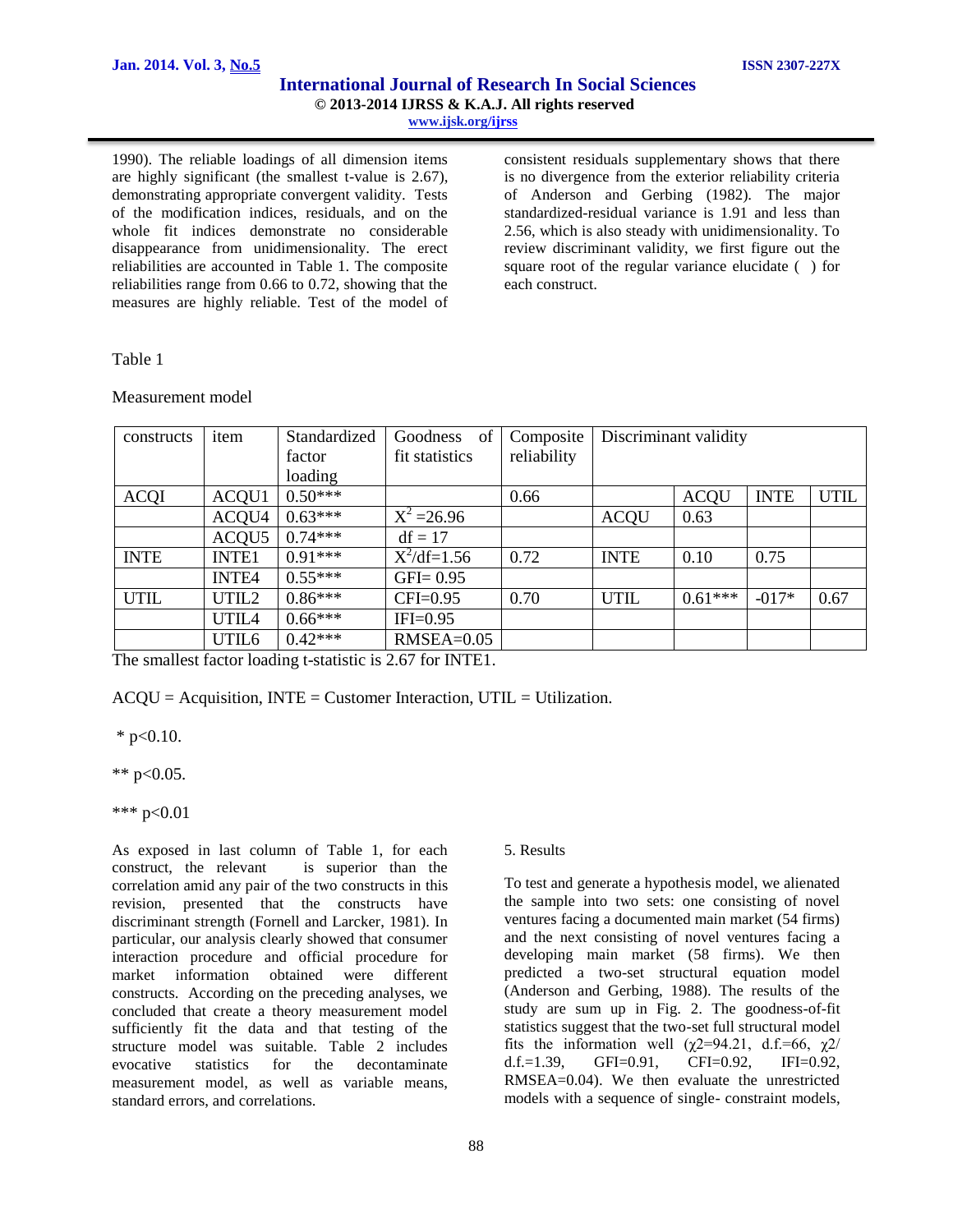1990). The reliable loadings of all dimension items are highly significant (the smallest t-value is 2.67), demonstrating appropriate convergent validity. Tests of the modification indices, residuals, and on the whole fit indices demonstrate no considerable disappearance from unidimensionality. The erect reliabilities are accounted in Table 1. The composite reliabilities range from 0.66 to 0.72, showing that the measures are highly reliable. Test of the model of consistent residuals supplementary shows that there is no divergence from the exterior reliability criteria of Anderson and Gerbing (1982). The major standardized-residual variance is 1.91 and less than 2.56, which is also steady with unidimensionality. To review discriminant validity, we first figure out the square root of the regular variance elucidate ( ) for each construct.

Table 1

Measurement model

| constructs | item | Standardized factor loading | Goodness of fit statistics | Composite reliability | Discriminant validity | | | |
|---|---|---|---|---|---|---|---|---|
| ACQI | ACQU1 | 0.50*** | | 0.66 | | ACQU | INTE | UTIL |
| | ACQU4 | 0.63*** | $X^2$ =26.96 | | ACQU | 0.63 | | |
| | ACQU5 | 0.74*** | df = 17 | | | | | |
| INTE | INTE1 | 0.91*** | $X^2$/df=1.56 | 0.72 | INTE | 0.10 | 0.75 | |
| | INTE4 | 0.55*** | GFI= 0.95 | | | | | |
| UTIL | UTIL2 | 0.86*** | CFI=0.95 | 0.70 | UTIL | 0.61*** | -017* | 0.67 |
| | UTIL4 | 0.66*** | IFI=0.95 | | | | | |
| | UTIL6 | 0.42*** | RMSEA=0.05 | | | | | |

The smallest factor loading t-statistic is 2.67 for INTE1.

ACQU = Acquisition, INTE = Customer Interaction, UTIL = Utilization.

* p<0.10.

** p<0.05.

*** p<0.01

As exposed in last column of Table 1, for each construct, the relevant is superior than the correlation amid any pair of the two constructs in this revision, presented that the constructs have discriminant strength (Fornell and Larcker, 1981). In particular, our analysis clearly showed that consumer interaction procedure and official procedure for market information obtained were different constructs. According on the preceding analyses, we concluded that create a theory measurement model sufficiently fit the data and that testing of the structure model was suitable. Table 2 includes evocative statistics for the decontaminate measurement model, as well as variable means, standard errors, and correlations.

5. Results

To test and generate a hypothesis model, we alienated the sample into two sets: one consisting of novel ventures facing a documented main market (54 firms) and the next consisting of novel ventures facing a developing main market (58 firms). We then predicted a two-set structural equation model (Anderson and Gerbing, 1988). The results of the study are sum up in Fig. 2. The goodness-of-fit statistics suggest that the two-set full structural model fits the information well ($\chi2$=94.21, d.f.=66, $\chi2$/ d.f.=1.39, GFI=0.91, CFI=0.92, IFI=0.92, RMSEA=0.04). We then evaluate the unrestricted models with a sequence of single- constraint models,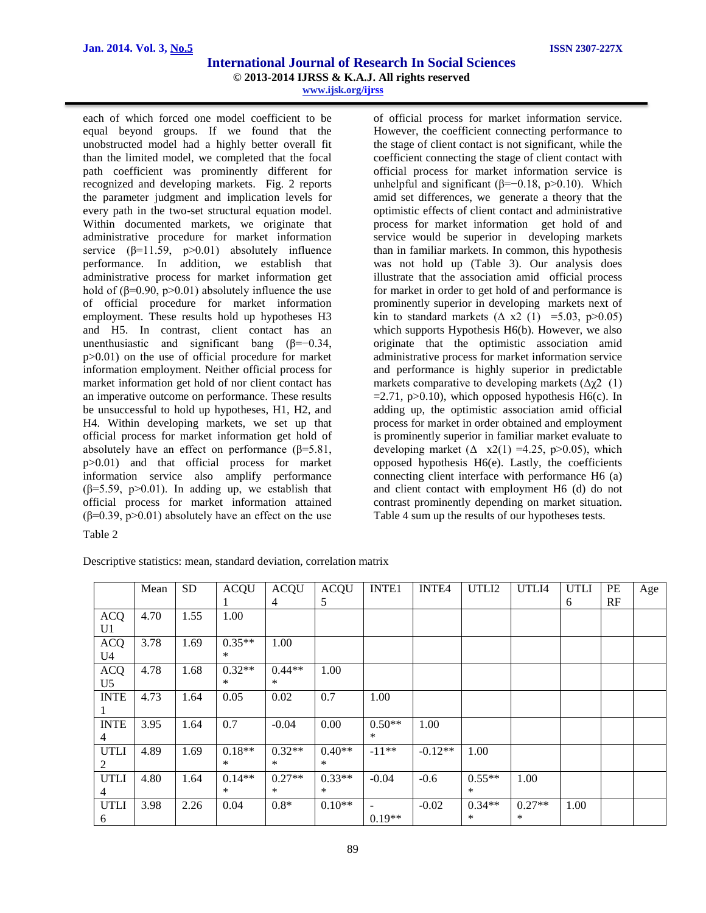each of which forced one model coefficient to be equal beyond groups. If we found that the unobstructed model had a highly better overall fit than the limited model, we completed that the focal path coefficient was prominently different for recognized and developing markets. Fig. 2 reports the parameter judgment and implication levels for every path in the two-set structural equation model. Within documented markets, we originate that administrative procedure for market information service (β=11.59, p>0.01) absolutely influence performance. In addition, we establish that administrative process for market information get hold of (β=0.90, p>0.01) absolutely influence the use of official procedure for market information employment. These results hold up hypotheses H3 and H5. In contrast, client contact has an unenthusiastic and significant bang (β=−0.34, p>0.01) on the use of official procedure for market information employment. Neither official process for market information get hold of nor client contact has an imperative outcome on performance. These results be unsuccessful to hold up hypotheses, H1, H2, and H4. Within developing markets, we set up that official process for market information get hold of absolutely have an effect on performance (β=5.81, p>0.01) and that official process for market information service also amplify performance (β=5.59, p>0.01). In adding up, we establish that official process for market information attained (β=0.39, p>0.01) absolutely have an effect on the use of official process for market information service. However, the coefficient connecting performance to the stage of client contact is not significant, while the coefficient connecting the stage of client contact with official process for market information service is unhelpful and significant (β=−0.18, p>0.10). Which amid set differences, we generate a theory that the optimistic effects of client contact and administrative process for market information get hold of and service would be superior in developing markets than in familiar markets. In common, this hypothesis was not hold up (Table 3). Our analysis does illustrate that the association amid official process for market in order to get hold of and performance is prominently superior in developing markets next of kin to standard markets (Δ x2 (1) =5.03, p>0.05) which supports Hypothesis H6(b). However, we also originate that the optimistic association amid administrative process for market information service and performance is highly superior in predictable markets comparative to developing markets ($\Delta\chi^2$ (1) =2.71, p>0.10), which opposed hypothesis H6(c). In adding up, the optimistic association amid official process for market in order obtained and employment is prominently superior in familiar market evaluate to developing market (Δ x2(1) =4.25, p>0.05), which opposed hypothesis H6(e). Lastly, the coefficients connecting client interface with performance H6 (a) and client contact with employment H6 (d) do not contrast prominently depending on market situation. Table 4 sum up the results of our hypotheses tests.

Table 2

Descriptive statistics: mean, standard deviation, correlation matrix

| | Mean | SD | ACQU 1 | ACQU 4 | ACQU 5 | INTE1 | INTE4 | UTLI2 | UTLI4 | UTLI 6 | PERF | Age |
|---|---|---|---|---|---|---|---|---|---|---|---|---|
| ACQU1 | 4.70 | 1.55 | 1.00 | | | | | | | | | |
| ACQU4 | 3.78 | 1.69 | 0.35*** | 1.00 | | | | | | | | |
| ACQU5 | 4.78 | 1.68 | 0.32*** | 0.44*** | 1.00 | | | | | | | |
| INTE1 | 4.73 | 1.64 | 0.05 | 0.02 | 0.7 | 1.00 | | | | | | |
| INTE4 | 3.95 | 1.64 | 0.7 | -0.04 | 0.00 | 0.50*** | 1.00 | | | | | |
| UTLI2 | 4.89 | 1.69 | 0.18*** | 0.32*** | 0.40*** | -11** | -0.12** | 1.00 | | | | |
| UTLI4 | 4.80 | 1.64 | 0.14*** | 0.27*** | 0.33*** | -0.04 | -0.6 | 0.55*** | 1.00 | | | |
| UTLI6 | 3.98 | 2.26 | 0.04 | 0.8* | 0.10** | -0.19** | -0.02 | 0.34*** | 0.27*** | 1.00 | | |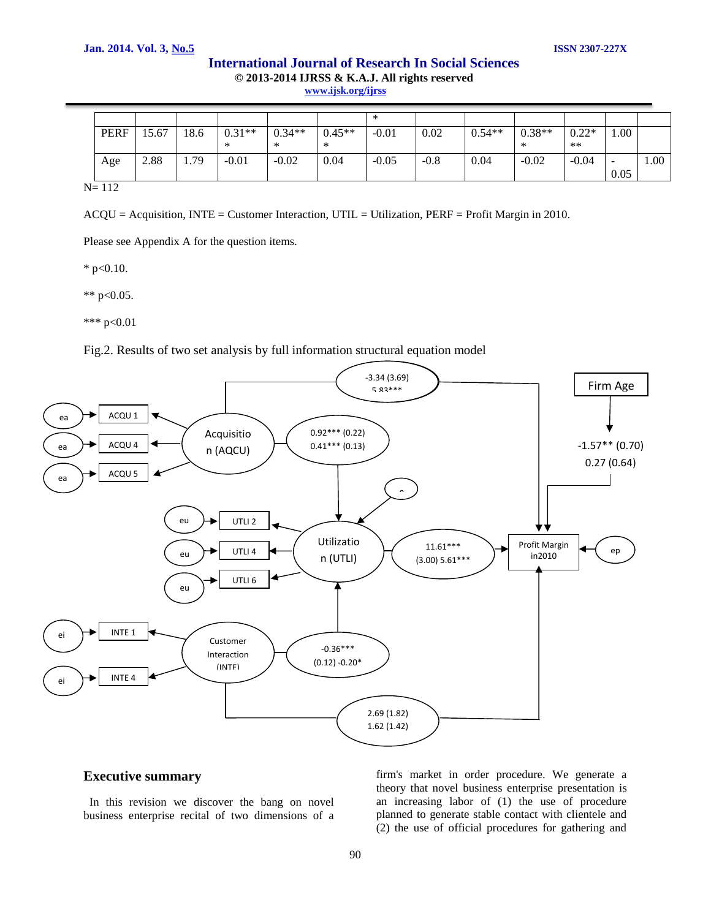| | | | | | | | | | | | | |
|---|---|---|---|---|---|---|---|---|---|---|---|---|
| | | | | | | * | | | | | | |
| PERF | 15.67 | 18.6 | 0.31*** | 0.34*** | 0.45*** | -0.01 | 0.02 | 0.54*** | 0.38*** | 0.22*** | 1.00 | |
| Age | 2.88 | 1.79 | -0.01 | -0.02 | 0.04 | -0.05 | -0.8 | 0.04 | -0.02 | -0.04 | -0.05 | 1.00 |

N= 112

ACQU = Acquisition, INTE = Customer Interaction, UTIL = Utilization, PERF = Profit Margin in 2010.

Please see Appendix A for the question items.

* p<0.10.

** p<0.05.

*** p<0.01

Fig.2. Results of two set analysis by full information structural equation model

## Executive summary

In this revision we discover the bang on novel business enterprise recital of two dimensions of a firm's market in order procedure. We generate a theory that novel business enterprise presentation is an increasing labor of (1) the use of procedure planned to generate stable contact with clientele and (2) the use of official procedures for gathering and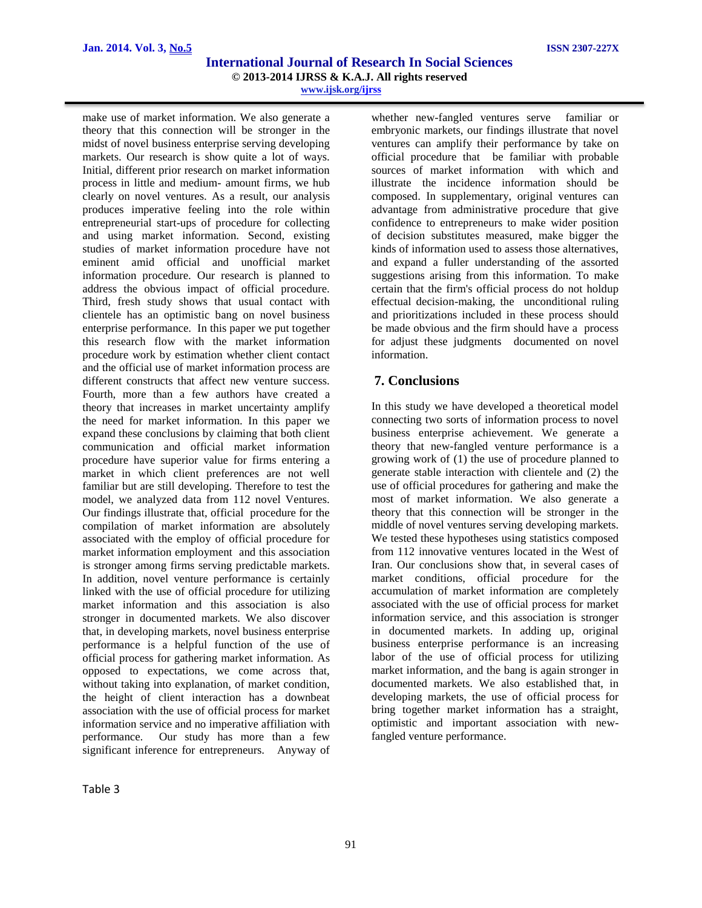make use of market information. We also generate a theory that this connection will be stronger in the midst of novel business enterprise serving developing markets. Our research is show quite a lot of ways. Initial, different prior research on market information process in little and medium- amount firms, we hub clearly on novel ventures. As a result, our analysis produces imperative feeling into the role within entrepreneurial start-ups of procedure for collecting and using market information. Second, existing studies of market information procedure have not eminent amid official and unofficial market information procedure. Our research is planned to address the obvious impact of official procedure. Third, fresh study shows that usual contact with clientele has an optimistic bang on novel business enterprise performance. In this paper we put together this research flow with the market information procedure work by estimation whether client contact and the official use of market information process are different constructs that affect new venture success. Fourth, more than a few authors have created a theory that increases in market uncertainty amplify the need for market information. In this paper we expand these conclusions by claiming that both client communication and official market information procedure have superior value for firms entering a market in which client preferences are not well familiar but are still developing. Therefore to test the model, we analyzed data from 112 novel Ventures. Our findings illustrate that, official procedure for the compilation of market information are absolutely associated with the employ of official procedure for market information employment and this association is stronger among firms serving predictable markets. In addition, novel venture performance is certainly linked with the use of official procedure for utilizing market information and this association is also stronger in documented markets. We also discover that, in developing markets, novel business enterprise performance is a helpful function of the use of official process for gathering market information. As opposed to expectations, we come across that, without taking into explanation, of market condition, the height of client interaction has a downbeat association with the use of official process for market information service and no imperative affiliation with performance. Our study has more than a few significant inference for entrepreneurs. Anyway of whether new-fangled ventures serve familiar or embryonic markets, our findings illustrate that novel ventures can amplify their performance by take on official procedure that be familiar with probable sources of market information with which and illustrate the incidence information should be composed. In supplementary, original ventures can advantage from administrative procedure that give confidence to entrepreneurs to make wider position of decision substitutes measured, make bigger the kinds of information used to assess those alternatives, and expand a fuller understanding of the assorted suggestions arising from this information. To make certain that the firm's official process do not holdup effectual decision-making, the unconditional ruling and prioritizations included in these process should be made obvious and the firm should have a process for adjust these judgments documented on novel information.

## 7. Conclusions

In this study we have developed a theoretical model connecting two sorts of information process to novel business enterprise achievement. We generate a theory that new-fangled venture performance is a growing work of (1) the use of procedure planned to generate stable interaction with clientele and (2) the use of official procedures for gathering and make the most of market information. We also generate a theory that this connection will be stronger in the middle of novel ventures serving developing markets. We tested these hypotheses using statistics composed from 112 innovative ventures located in the West of Iran. Our conclusions show that, in several cases of market conditions, official procedure for the accumulation of market information are completely associated with the use of official process for market information service, and this association is stronger in documented markets. In adding up, original business enterprise performance is an increasing labor of the use of official process for utilizing market information, and the bang is again stronger in documented markets. We also established that, in developing markets, the use of official process for bring together market information has a straight, optimistic and important association with new-fangled venture performance.

Table 3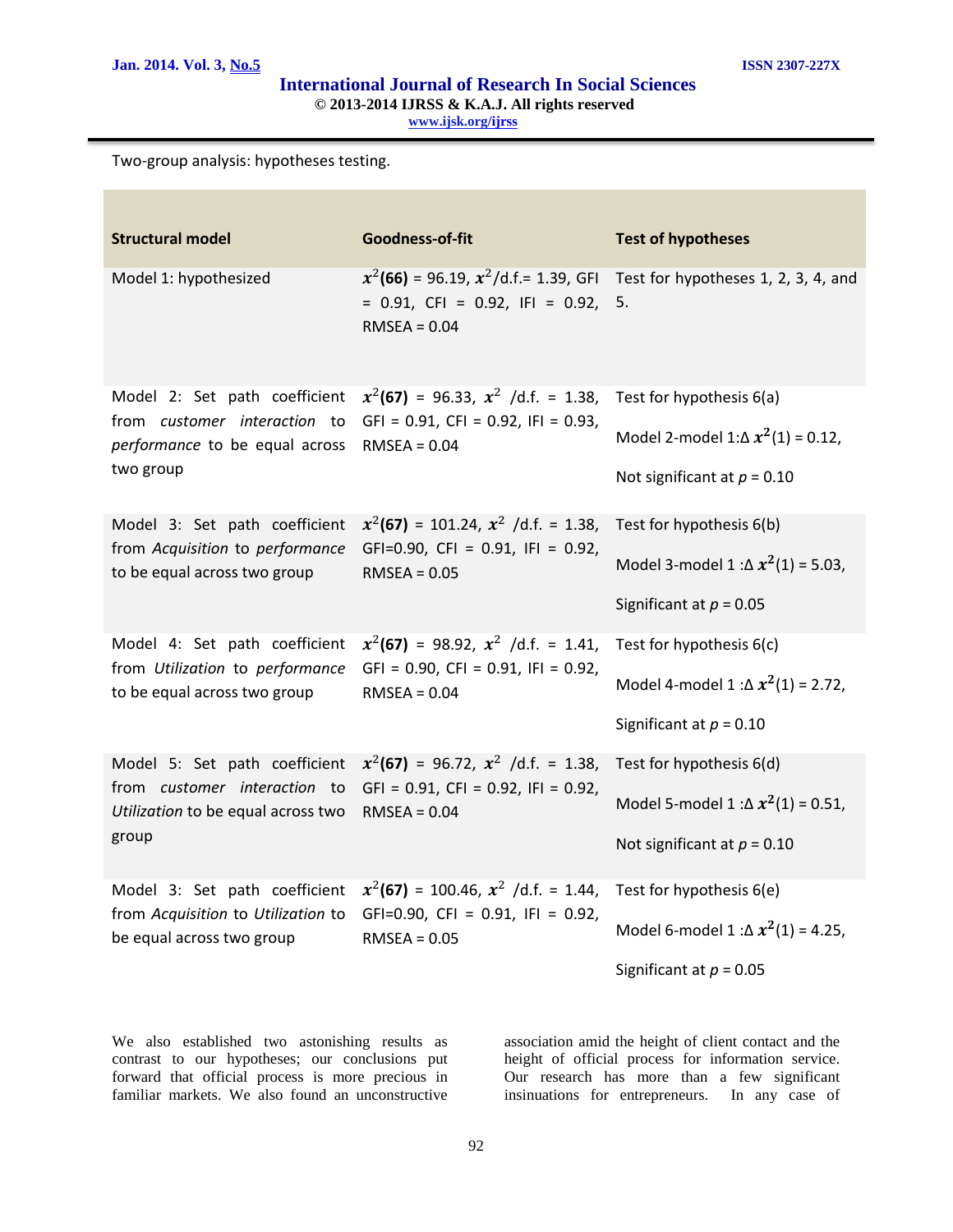Two-group analysis: hypotheses testing.

| Structural model | Goodness-of-fit | Test of hypotheses |
|---|---|---|
| Model 1: hypothesized | $x^2$**(66)** = 96.19, $x^2$/d.f.= 1.39, GFI = 0.91, CFI = 0.92, IFI = 0.92, RMSEA = 0.04 | Test for hypotheses 1, 2, 3, 4, and 5. |
| Model 2: Set path coefficient from *customer interaction* to *performance* to be equal across two group | $x^2$**(67)** = 96.33, $x^2$ /d.f. = 1.38, GFI = 0.91, CFI = 0.92, IFI = 0.93, RMSEA = 0.04 | Test for hypothesis 6(a) <br> Model 2-model 1:Δ $x^2$(1) = 0.12, <br> Not significant at $p$ = 0.10 |
| Model 3: Set path coefficient from *Acquisition* to *performance* to be equal across two group | $x^2$**(67)** = 101.24, $x^2$ /d.f. = 1.38, GFI=0.90, CFI = 0.91, IFI = 0.92, RMSEA = 0.05 | Test for hypothesis 6(b) <br> Model 3-model 1 :Δ $x^2$(1) = 5.03, <br> Significant at $p$ = 0.05 |
| Model 4: Set path coefficient from *Utilization* to *performance* to be equal across two group | $x^2$**(67)** = 98.92, $x^2$ /d.f. = 1.41, GFI = 0.90, CFI = 0.91, IFI = 0.92, RMSEA = 0.04 | Test for hypothesis 6(c) <br> Model 4-model 1 :Δ $x^2$(1) = 2.72, <br> Significant at $p$ = 0.10 |
| Model 5: Set path coefficient from *customer interaction* to *Utilization* to be equal across two group | $x^2$**(67)** = 96.72, $x^2$ /d.f. = 1.38, GFI = 0.91, CFI = 0.92, IFI = 0.92, RMSEA = 0.04 | Test for hypothesis 6(d) <br> Model 5-model 1 :Δ $x^2$(1) = 0.51, <br> Not significant at $p$ = 0.10 |
| Model 3: Set path coefficient from *Acquisition* to *Utilization* to be equal across two group | $x^2$**(67)** = 100.46, $x^2$ /d.f. = 1.44, GFI=0.90, CFI = 0.91, IFI = 0.92, RMSEA = 0.05 | Test for hypothesis 6(e) <br> Model 6-model 1 :Δ $x^2$(1) = 4.25, <br> Significant at $p$ = 0.05 |

We also established two astonishing results as contrast to our hypotheses; our conclusions put forward that official process is more precious in familiar markets. We also found an unconstructive association amid the height of client contact and the height of official process for information service. Our research has more than a few significant insinuations for entrepreneurs. In any case of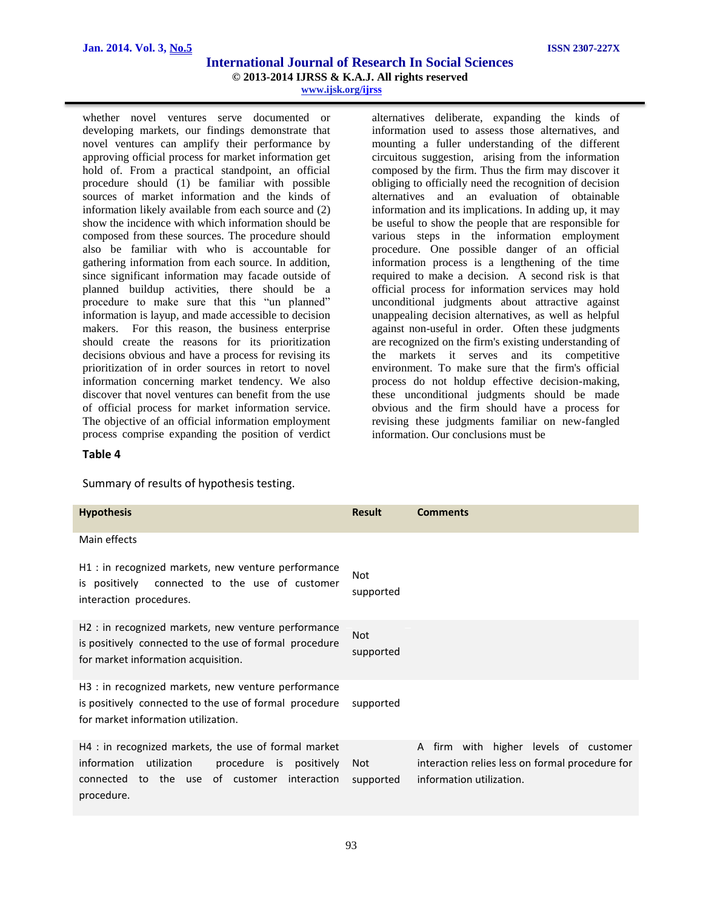whether novel ventures serve documented or developing markets, our findings demonstrate that novel ventures can amplify their performance by approving official process for market information get hold of. From a practical standpoint, an official procedure should (1) be familiar with possible sources of market information and the kinds of information likely available from each source and (2) show the incidence with which information should be composed from these sources. The procedure should also be familiar with who is accountable for gathering information from each source. In addition, since significant information may facade outside of planned buildup activities, there should be a procedure to make sure that this "un planned" information is layup, and made accessible to decision makers. For this reason, the business enterprise should create the reasons for its prioritization decisions obvious and have a process for revising its prioritization of in order sources in retort to novel information concerning market tendency. We also discover that novel ventures can benefit from the use of official process for market information service. The objective of an official information employment process comprise expanding the position of verdict alternatives deliberate, expanding the kinds of information used to assess those alternatives, and mounting a fuller understanding of the different circuitous suggestion, arising from the information composed by the firm. Thus the firm may discover it obliging to officially need the recognition of decision alternatives and an evaluation of obtainable information and its implications. In adding up, it may be useful to show the people that are responsible for various steps in the information employment procedure. One possible danger of an official information process is a lengthening of the time required to make a decision. A second risk is that official process for information services may hold unconditional judgments about attractive against unappealing decision alternatives, as well as helpful against non-useful in order. Often these judgments are recognized on the firm's existing understanding of the markets it serves and its competitive environment. To make sure that the firm's official process do not holdup effective decision-making, these unconditional judgments should be made obvious and the firm should have a process for revising these judgments familiar on new-fangled information. Our conclusions must be

**Table 4**

Summary of results of hypothesis testing.

| Hypothesis | Result | Comments |
|---|---|---|
| Main effects | | |
| H1 : in recognized markets, new venture performance is positively connected to the use of customer interaction procedures. | Not supported | |
| H2 : in recognized markets, new venture performance is positively connected to the use of formal procedure for market information acquisition. | Not supported | |
| H3 : in recognized markets, new venture performance is positively connected to the use of formal procedure for market information utilization. | supported | |
| H4 : in recognized markets, the use of formal market information utilization procedure is positively connected to the use of customer interaction procedure. | Not supported | A firm with higher levels of customer interaction relies less on formal procedure for information utilization. |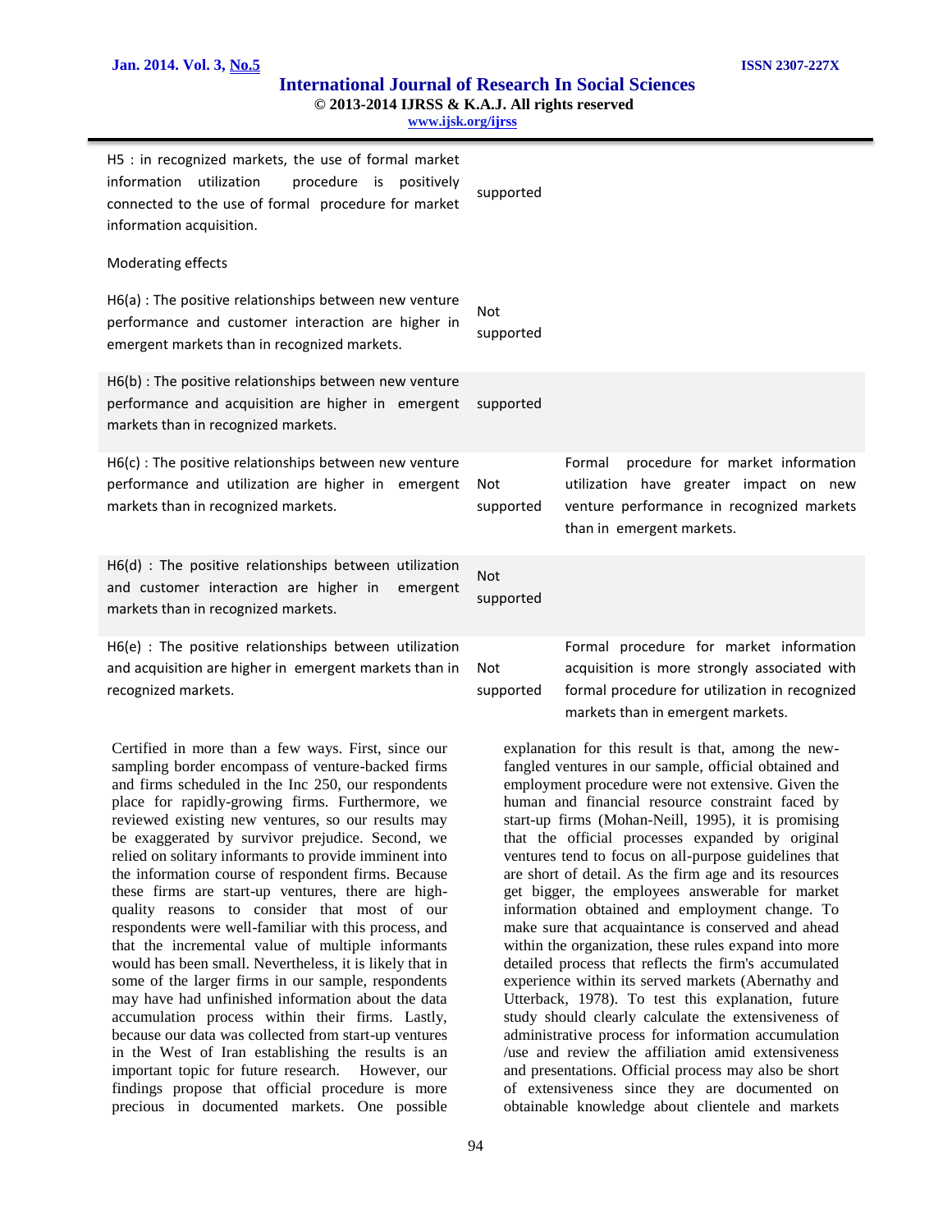| | | |
|---|---|---|
| H5 : in recognized markets, the use of formal market information utilization procedure is positively connected to the use of formal procedure for market information acquisition. | supported | |
| Moderating effects | | |
| H6(a) : The positive relationships between new venture performance and customer interaction are higher in emergent markets than in recognized markets. | Not supported | |
| H6(b) : The positive relationships between new venture performance and acquisition are higher in emergent markets than in recognized markets. | supported | |
| H6(c) : The positive relationships between new venture performance and utilization are higher in emergent markets than in recognized markets. | Not supported | Formal procedure for market information utilization have greater impact on new venture performance in recognized markets than in emergent markets. |
| H6(d) : The positive relationships between utilization and customer interaction are higher in emergent markets than in recognized markets. | Not supported | |
| H6(e) : The positive relationships between utilization and acquisition are higher in emergent markets than in recognized markets. | Not supported | Formal procedure for market information acquisition is more strongly associated with formal procedure for utilization in recognized markets than in emergent markets. |

Certified in more than a few ways. First, since our sampling border encompass of venture-backed firms and firms scheduled in the Inc 250, our respondents place for rapidly-growing firms. Furthermore, we reviewed existing new ventures, so our results may be exaggerated by survivor prejudice. Second, we relied on solitary informants to provide imminent into the information course of respondent firms. Because these firms are start-up ventures, there are high-quality reasons to consider that most of our respondents were well-familiar with this process, and that the incremental value of multiple informants would has been small. Nevertheless, it is likely that in some of the larger firms in our sample, respondents may have had unfinished information about the data accumulation process within their firms. Lastly, because our data was collected from start-up ventures in the West of Iran establishing the results is an important topic for future research. However, our findings propose that official procedure is more precious in documented markets. One possible explanation for this result is that, among the new-fangled ventures in our sample, official obtained and employment procedure were not extensive. Given the human and financial resource constraint faced by start-up firms (Mohan-Neill, 1995), it is promising that the official processes expanded by original ventures tend to focus on all-purpose guidelines that are short of detail. As the firm age and its resources get bigger, the employees answerable for market information obtained and employment change. To make sure that acquaintance is conserved and ahead within the organization, these rules expand into more detailed process that reflects the firm's accumulated experience within its served markets (Abernathy and Utterback, 1978). To test this explanation, future study should clearly calculate the extensiveness of administrative process for information accumulation /use and review the affiliation amid extensiveness and presentations. Official process may also be short of extensiveness since they are documented on obtainable knowledge about clientele and markets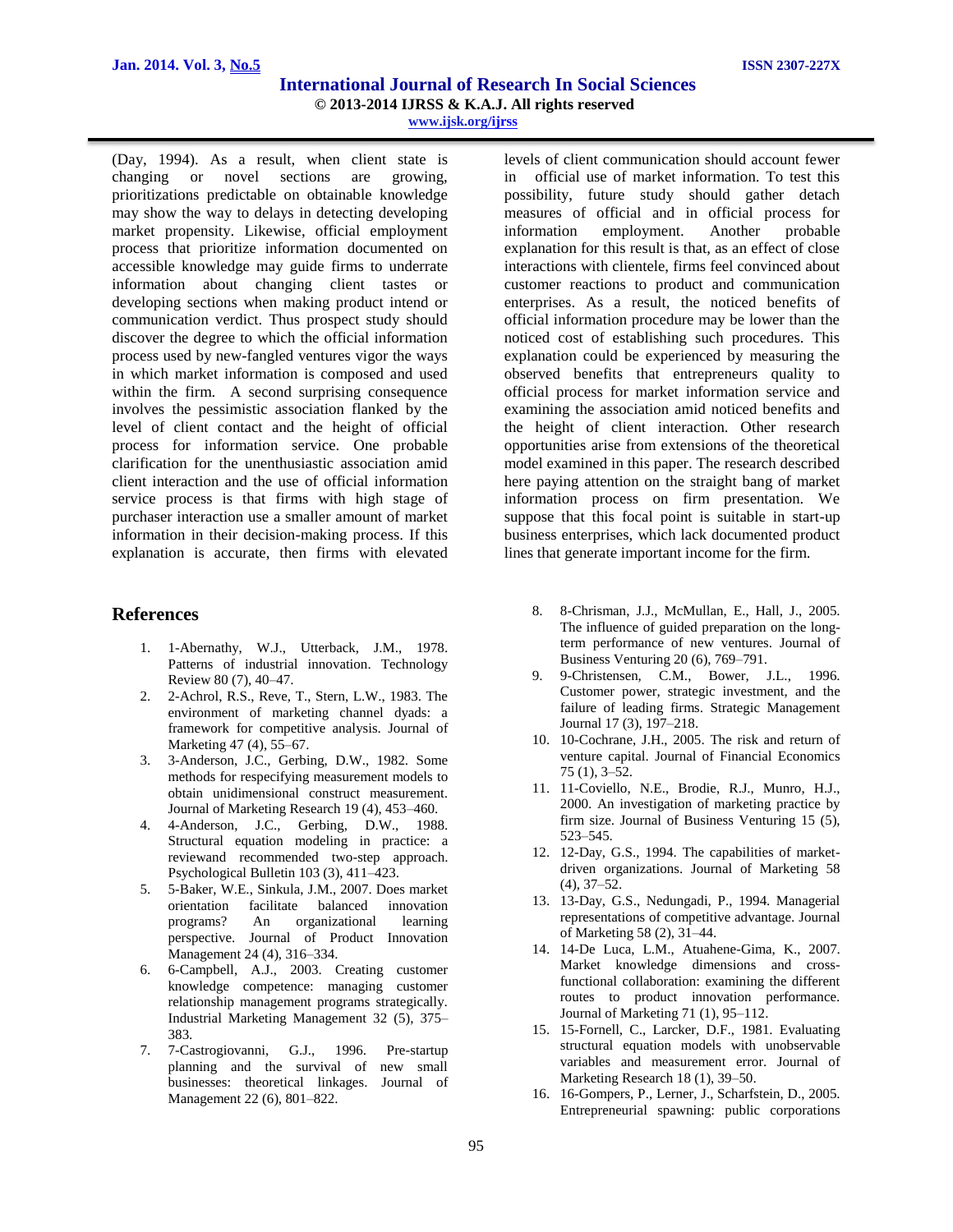(Day, 1994). As a result, when client state is changing or novel sections are growing, prioritizations predictable on obtainable knowledge may show the way to delays in detecting developing market propensity. Likewise, official employment process that prioritize information documented on accessible knowledge may guide firms to underrate information about changing client tastes or developing sections when making product intend or communication verdict. Thus prospect study should discover the degree to which the official information process used by new-fangled ventures vigor the ways in which market information is composed and used within the firm. A second surprising consequence involves the pessimistic association flanked by the level of client contact and the height of official process for information service. One probable clarification for the unenthusiastic association amid client interaction and the use of official information service process is that firms with high stage of purchaser interaction use a smaller amount of market information in their decision-making process. If this explanation is accurate, then firms with elevated levels of client communication should account fewer in official use of market information. To test this possibility, future study should gather detach measures of official and in official process for information employment. Another probable explanation for this result is that, as an effect of close interactions with clientele, firms feel convinced about customer reactions to product and communication enterprises. As a result, the noticed benefits of official information procedure may be lower than the noticed cost of establishing such procedures. This explanation could be experienced by measuring the observed benefits that entrepreneurs quality to official process for market information service and examining the association amid noticed benefits and the height of client interaction. Other research opportunities arise from extensions of the theoretical model examined in this paper. The research described here paying attention on the straight bang of market information process on firm presentation. We suppose that this focal point is suitable in start-up business enterprises, which lack documented product lines that generate important income for the firm.

## References

1. 1-Abernathy, W.J., Utterback, J.M., 1978. Patterns of industrial innovation. Technology Review 80 (7), 40–47.
2. 2-Achrol, R.S., Reve, T., Stern, L.W., 1983. The environment of marketing channel dyads: a framework for competitive analysis. Journal of Marketing 47 (4), 55–67.
3. 3-Anderson, J.C., Gerbing, D.W., 1982. Some methods for respecifying measurement models to obtain unidimensional construct measurement. Journal of Marketing Research 19 (4), 453–460.
4. 4-Anderson, J.C., Gerbing, D.W., 1988. Structural equation modeling in practice: a reviewand recommended two-step approach. Psychological Bulletin 103 (3), 411–423.
5. 5-Baker, W.E., Sinkula, J.M., 2007. Does market orientation facilitate balanced innovation programs? An organizational learning perspective. Journal of Product Innovation Management 24 (4), 316–334.
6. 6-Campbell, A.J., 2003. Creating customer knowledge competence: managing customer relationship management programs strategically. Industrial Marketing Management 32 (5), 375–383.
7. 7-Castrogiovanni, G.J., 1996. Pre-startup planning and the survival of new small businesses: theoretical linkages. Journal of Management 22 (6), 801–822.
8. 8-Chrisman, J.J., McMullan, E., Hall, J., 2005. The influence of guided preparation on the long-term performance of new ventures. Journal of Business Venturing 20 (6), 769–791.
9. 9-Christensen, C.M., Bower, J.L., 1996. Customer power, strategic investment, and the failure of leading firms. Strategic Management Journal 17 (3), 197–218.
10. 10-Cochrane, J.H., 2005. The risk and return of venture capital. Journal of Financial Economics 75 (1), 3–52.
11. 11-Coviello, N.E., Brodie, R.J., Munro, H.J., 2000. An investigation of marketing practice by firm size. Journal of Business Venturing 15 (5), 523–545.
12. 12-Day, G.S., 1994. The capabilities of market-driven organizations. Journal of Marketing 58 (4), 37–52.
13. 13-Day, G.S., Nedungadi, P., 1994. Managerial representations of competitive advantage. Journal of Marketing 58 (2), 31–44.
14. 14-De Luca, L.M., Atuahene-Gima, K., 2007. Market knowledge dimensions and cross-functional collaboration: examining the different routes to product innovation performance. Journal of Marketing 71 (1), 95–112.
15. 15-Fornell, C., Larcker, D.F., 1981. Evaluating structural equation models with unobservable variables and measurement error. Journal of Marketing Research 18 (1), 39–50.
16. 16-Gompers, P., Lerner, J., Scharfstein, D., 2005. Entrepreneurial spawning: public corporations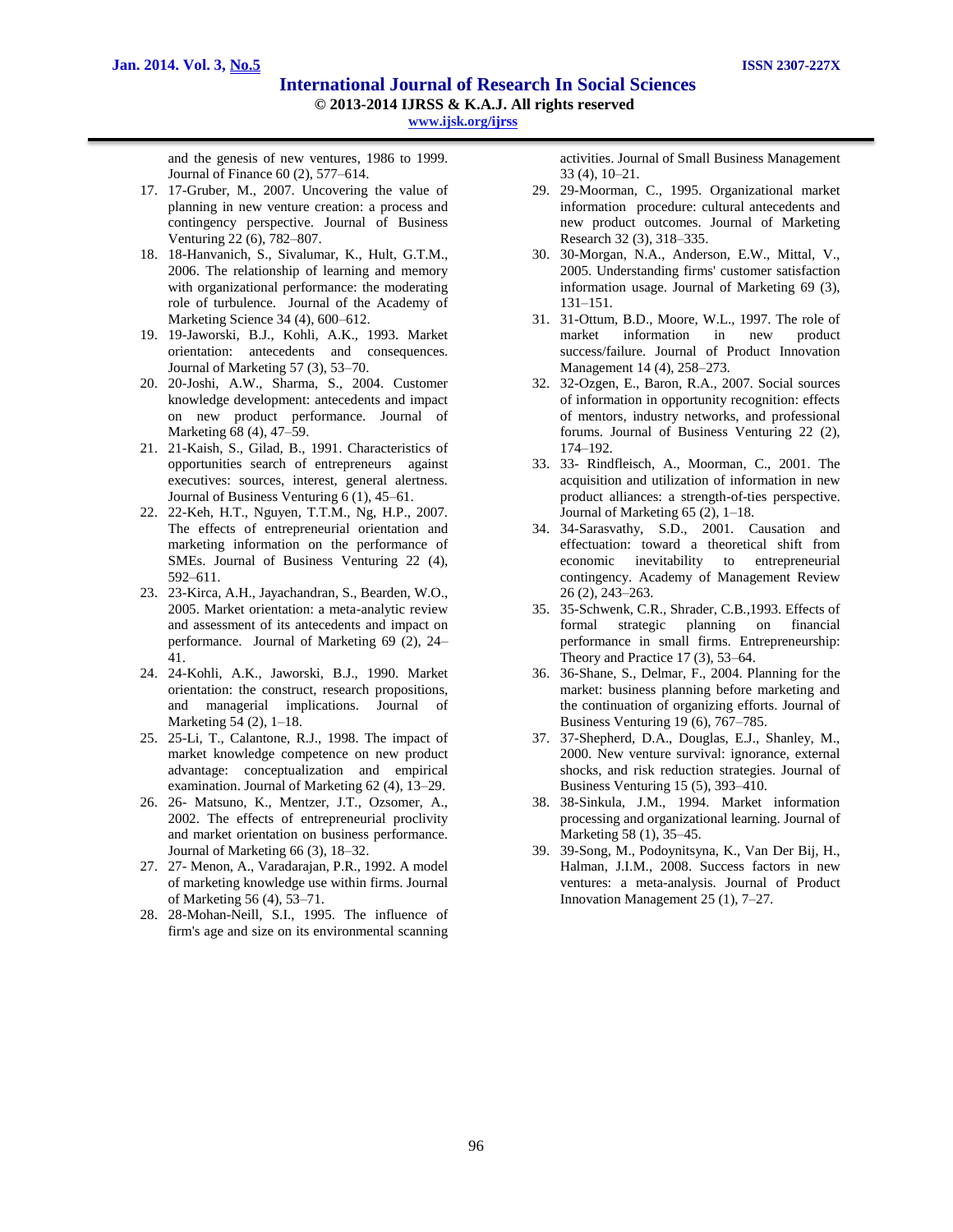and the genesis of new ventures, 1986 to 1999. Journal of Finance 60 (2), 577–614.

17. 17-Gruber, M., 2007. Uncovering the value of planning in new venture creation: a process and contingency perspective. Journal of Business Venturing 22 (6), 782–807.
18. 18-Hanvanich, S., Sivalumar, K., Hult, G.T.M., 2006. The relationship of learning and memory with organizational performance: the moderating role of turbulence. Journal of the Academy of Marketing Science 34 (4), 600–612.
19. 19-Jaworski, B.J., Kohli, A.K., 1993. Market orientation: antecedents and consequences. Journal of Marketing 57 (3), 53–70.
20. 20-Joshi, A.W., Sharma, S., 2004. Customer knowledge development: antecedents and impact on new product performance. Journal of Marketing 68 (4), 47–59.
21. 21-Kaish, S., Gilad, B., 1991. Characteristics of opportunities search of entrepreneurs against executives: sources, interest, general alertness. Journal of Business Venturing 6 (1), 45–61.
22. 22-Keh, H.T., Nguyen, T.T.M., Ng, H.P., 2007. The effects of entrepreneurial orientation and marketing information on the performance of SMEs. Journal of Business Venturing 22 (4), 592–611.
23. 23-Kirca, A.H., Jayachandran, S., Bearden, W.O., 2005. Market orientation: a meta-analytic review and assessment of its antecedents and impact on performance. Journal of Marketing 69 (2), 24–41.
24. 24-Kohli, A.K., Jaworski, B.J., 1990. Market orientation: the construct, research propositions, and managerial implications. Journal of Marketing 54 (2), 1–18.
25. 25-Li, T., Calantone, R.J., 1998. The impact of market knowledge competence on new product advantage: conceptualization and empirical examination. Journal of Marketing 62 (4), 13–29.
26. 26- Matsuno, K., Mentzer, J.T., Ozsomer, A., 2002. The effects of entrepreneurial proclivity and market orientation on business performance. Journal of Marketing 66 (3), 18–32.
27. 27- Menon, A., Varadarajan, P.R., 1992. A model of marketing knowledge use within firms. Journal of Marketing 56 (4), 53–71.
28. 28-Mohan-Neill, S.I., 1995. The influence of firm's age and size on its environmental scanning activities. Journal of Small Business Management 33 (4), 10–21.
29. 29-Moorman, C., 1995. Organizational market information procedure: cultural antecedents and new product outcomes. Journal of Marketing Research 32 (3), 318–335.
30. 30-Morgan, N.A., Anderson, E.W., Mittal, V., 2005. Understanding firms' customer satisfaction information usage. Journal of Marketing 69 (3), 131–151.
31. 31-Ottum, B.D., Moore, W.L., 1997. The role of market information in new product success/failure. Journal of Product Innovation Management 14 (4), 258–273.
32. 32-Ozgen, E., Baron, R.A., 2007. Social sources of information in opportunity recognition: effects of mentors, industry networks, and professional forums. Journal of Business Venturing 22 (2), 174–192.
33. 33- Rindfleisch, A., Moorman, C., 2001. The acquisition and utilization of information in new product alliances: a strength-of-ties perspective. Journal of Marketing 65 (2), 1–18.
34. 34-Sarasvathy, S.D., 2001. Causation and effectuation: toward a theoretical shift from economic inevitability to entrepreneurial contingency. Academy of Management Review 26 (2), 243–263.
35. 35-Schwenk, C.R., Shrader, C.B.,1993. Effects of formal strategic planning on financial performance in small firms. Entrepreneurship: Theory and Practice 17 (3), 53–64.
36. 36-Shane, S., Delmar, F., 2004. Planning for the market: business planning before marketing and the continuation of organizing efforts. Journal of Business Venturing 19 (6), 767–785.
37. 37-Shepherd, D.A., Douglas, E.J., Shanley, M., 2000. New venture survival: ignorance, external shocks, and risk reduction strategies. Journal of Business Venturing 15 (5), 393–410.
38. 38-Sinkula, J.M., 1994. Market information processing and organizational learning. Journal of Marketing 58 (1), 35–45.
39. 39-Song, M., Podoynitsyna, K., Van Der Bij, H., Halman, J.I.M., 2008. Success factors in new ventures: a meta-analysis. Journal of Product Innovation Management 25 (1), 7–27.